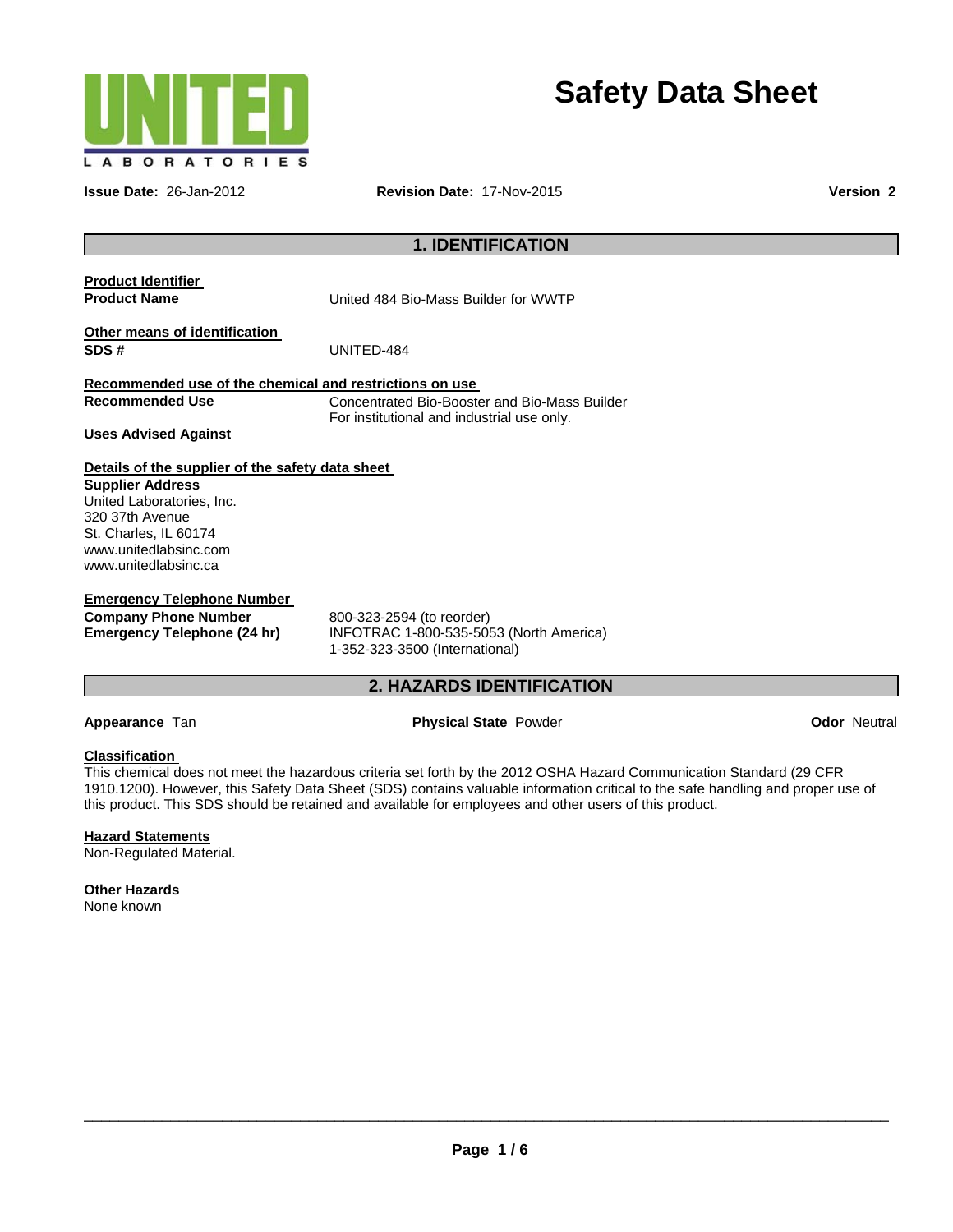UNITED LABORATORIES

# Safety Data Sheet

**Issue Date:** 26-Jan-2012 **Revision Date:** 17-Nov-2015 **Version 2**

## 1. IDENTIFICATION

**Product Identifier**

**Product Name** United 484 Bio-Mass Builder for WWTP

**Other means of identification**

**SDS #** UNITED-484

**Recommended use of the chemical and restrictions on use**

**Recommended Use** Concentrated Bio-Booster and Bio-Mass Builder
For institutional and industrial use only.

**Uses Advised Against**

**Details of the supplier of the safety data sheet**

**Supplier Address**
United Laboratories, Inc.
320 37th Avenue
St. Charles, IL 60174
www.unitedlabsinc.com
www.unitedlabsinc.ca

**Emergency Telephone Number**

**Company Phone Number** 800-323-2594 (to reorder)

**Emergency Telephone (24 hr)** INFOTRAC 1-800-535-5053 (North America)
1-352-323-3500 (International)

## 2. HAZARDS IDENTIFICATION

**Appearance** Tan **Physical State** Powder **Odor** Neutral

**Classification**

This chemical does not meet the hazardous criteria set forth by the 2012 OSHA Hazard Communication Standard (29 CFR 1910.1200). However, this Safety Data Sheet (SDS) contains valuable information critical to the safe handling and proper use of this product. This SDS should be retained and available for employees and other users of this product.

**Hazard Statements**

Non-Regulated Material.

**Other Hazards**

None known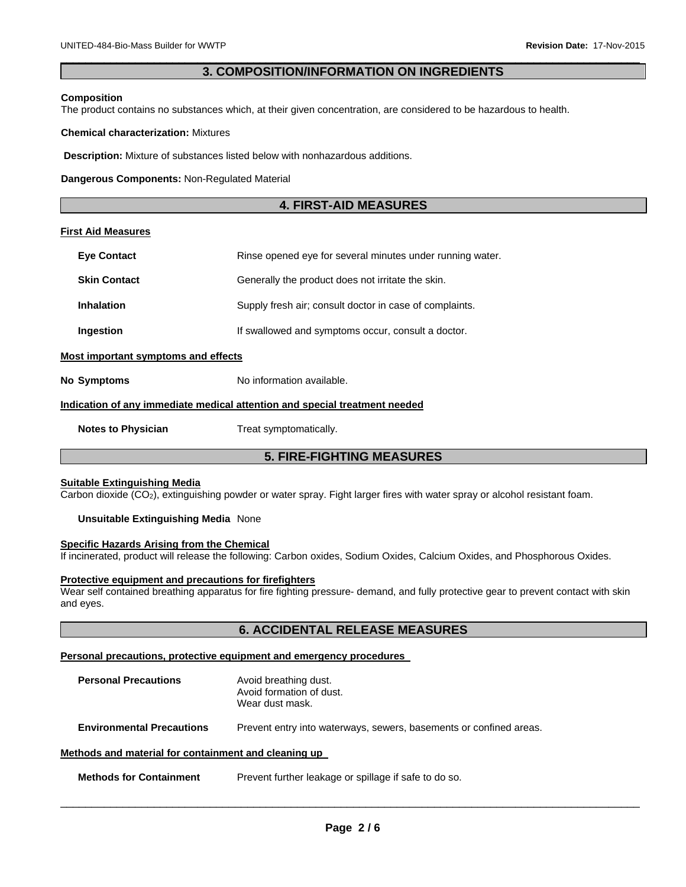## 3. COMPOSITION/INFORMATION ON INGREDIENTS

**Composition**
The product contains no substances which, at their given concentration, are considered to be hazardous to health.

**Chemical characterization:** Mixtures

**Description:** Mixture of substances listed below with nonhazardous additions.

**Dangerous Components:** Non-Regulated Material

## 4. FIRST-AID MEASURES

**First Aid Measures**

| | |
|---|---|
| **Eye Contact** | Rinse opened eye for several minutes under running water. |
| **Skin Contact** | Generally the product does not irritate the skin. |
| **Inhalation** | Supply fresh air; consult doctor in case of complaints. |
| **Ingestion** | If swallowed and symptoms occur, consult a doctor. |

**Most important symptoms and effects**

**No Symptoms** No information available.

**Indication of any immediate medical attention and special treatment needed**

**Notes to Physician** Treat symptomatically.

## 5. FIRE-FIGHTING MEASURES

**Suitable Extinguishing Media**
Carbon dioxide ($CO_2$), extinguishing powder or water spray. Fight larger fires with water spray or alcohol resistant foam.

**Unsuitable Extinguishing Media** None

**Specific Hazards Arising from the Chemical**
If incinerated, product will release the following: Carbon oxides, Sodium Oxides, Calcium Oxides, and Phosphorous Oxides.

**Protective equipment and precautions for firefighters**
Wear self contained breathing apparatus for fire fighting pressure- demand, and fully protective gear to prevent contact with skin and eyes.

## 6. ACCIDENTAL RELEASE MEASURES

**Personal precautions, protective equipment and emergency procedures**

**Personal Precautions**
Avoid breathing dust.
Avoid formation of dust.
Wear dust mask.

**Environmental Precautions** Prevent entry into waterways, sewers, basements or confined areas.

**Methods and material for containment and cleaning up**

**Methods for Containment** Prevent further leakage or spillage if safe to do so.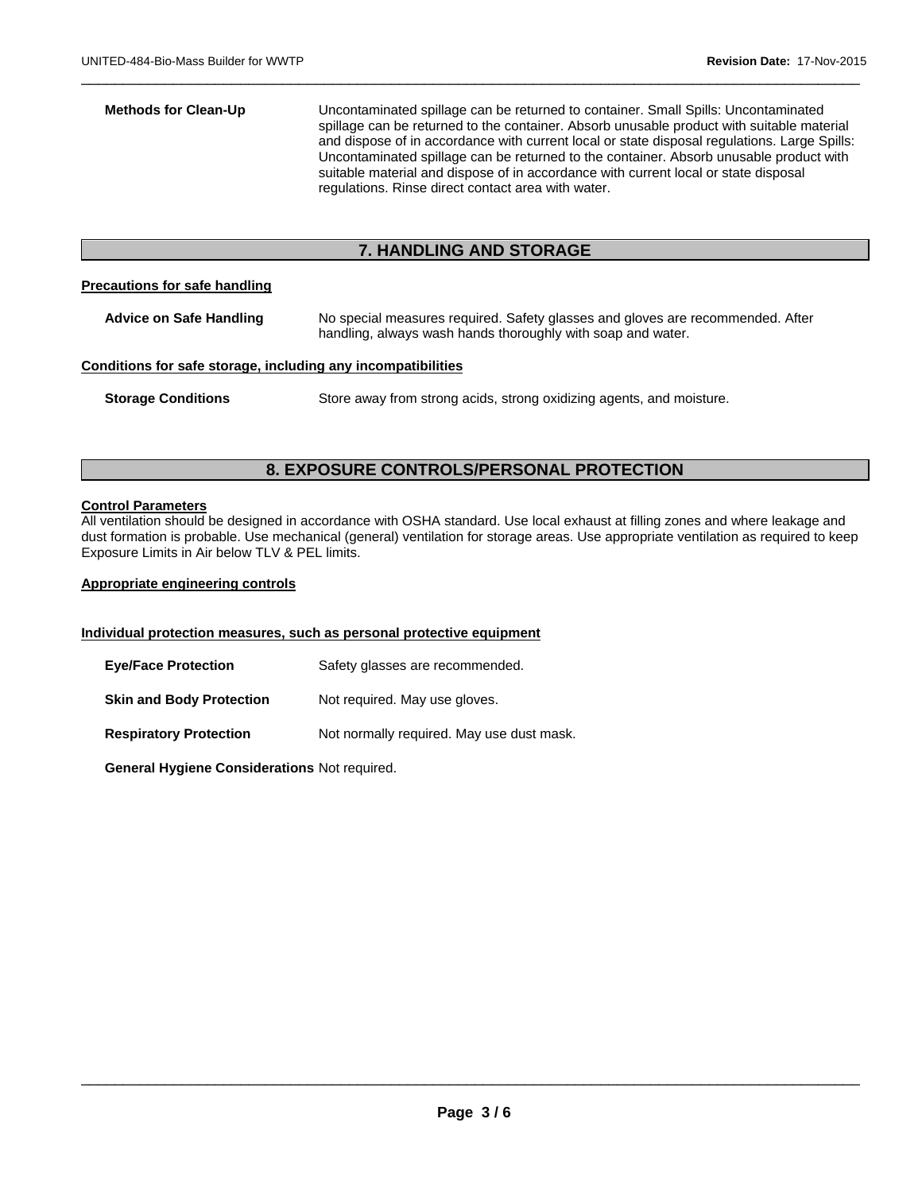**Methods for Clean-Up** Uncontaminated spillage can be returned to container. Small Spills: Uncontaminated spillage can be returned to the container. Absorb unusable product with suitable material and dispose of in accordance with current local or state disposal regulations. Large Spills: Uncontaminated spillage can be returned to the container. Absorb unusable product with suitable material and dispose of in accordance with current local or state disposal regulations. Rinse direct contact area with water.

## 7. HANDLING AND STORAGE

**Precautions for safe handling**

**Advice on Safe Handling** No special measures required. Safety glasses and gloves are recommended. After handling, always wash hands thoroughly with soap and water.

**Conditions for safe storage, including any incompatibilities**

**Storage Conditions** Store away from strong acids, strong oxidizing agents, and moisture.

## 8. EXPOSURE CONTROLS/PERSONAL PROTECTION

**Control Parameters**

All ventilation should be designed in accordance with OSHA standard. Use local exhaust at filling zones and where leakage and dust formation is probable. Use mechanical (general) ventilation for storage areas. Use appropriate ventilation as required to keep Exposure Limits in Air below TLV & PEL limits.

**Appropriate engineering controls**

**Individual protection measures, such as personal protective equipment**

**Eye/Face Protection** Safety glasses are recommended.

**Skin and Body Protection** Not required. May use gloves.

**Respiratory Protection** Not normally required. May use dust mask.

**General Hygiene Considerations** Not required.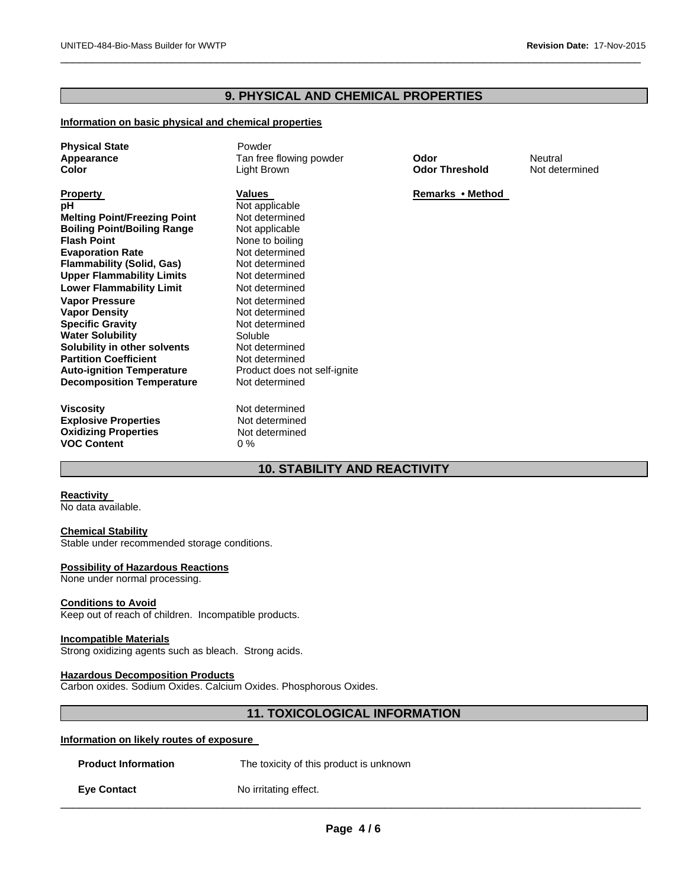## 9. PHYSICAL AND CHEMICAL PROPERTIES

**Information on basic physical and chemical properties**

| | | | |
|---|---|---|---|
| **Physical State** | Powder | | |
| **Appearance** | Tan free flowing powder | **Odor** | Neutral |
| **Color** | Light Brown | **Odor Threshold** | Not determined |

| **Property** | **Values** | **Remarks • Method** |
|---|---|---|
| **pH** | Not applicable | |
| **Melting Point/Freezing Point** | Not determined | |
| **Boiling Point/Boiling Range** | Not applicable | |
| **Flash Point** | None to boiling | |
| **Evaporation Rate** | Not determined | |
| **Flammability (Solid, Gas)** | Not determined | |
| **Upper Flammability Limits** | Not determined | |
| **Lower Flammability Limit** | Not determined | |
| **Vapor Pressure** | Not determined | |
| **Vapor Density** | Not determined | |
| **Specific Gravity** | Not determined | |
| **Water Solubility** | Soluble | |
| **Solubility in other solvents** | Not determined | |
| **Partition Coefficient** | Not determined | |
| **Auto-ignition Temperature** | Product does not self-ignite | |
| **Decomposition Temperature** | Not determined | |
| **Viscosity** | Not determined | |
| **Explosive Properties** | Not determined | |
| **Oxidizing Properties** | Not determined | |
| **VOC Content** | 0 % | |

## 10. STABILITY AND REACTIVITY

**Reactivity**
No data available.

**Chemical Stability**
Stable under recommended storage conditions.

**Possibility of Hazardous Reactions**
None under normal processing.

**Conditions to Avoid**
Keep out of reach of children. Incompatible products.

**Incompatible Materials**
Strong oxidizing agents such as bleach. Strong acids.

**Hazardous Decomposition Products**
Carbon oxides. Sodium Oxides. Calcium Oxides. Phosphorous Oxides.

## 11. TOXICOLOGICAL INFORMATION

**Information on likely routes of exposure**

| | |
|---|---|
| **Product Information** | The toxicity of this product is unknown |
| **Eye Contact** | No irritating effect. |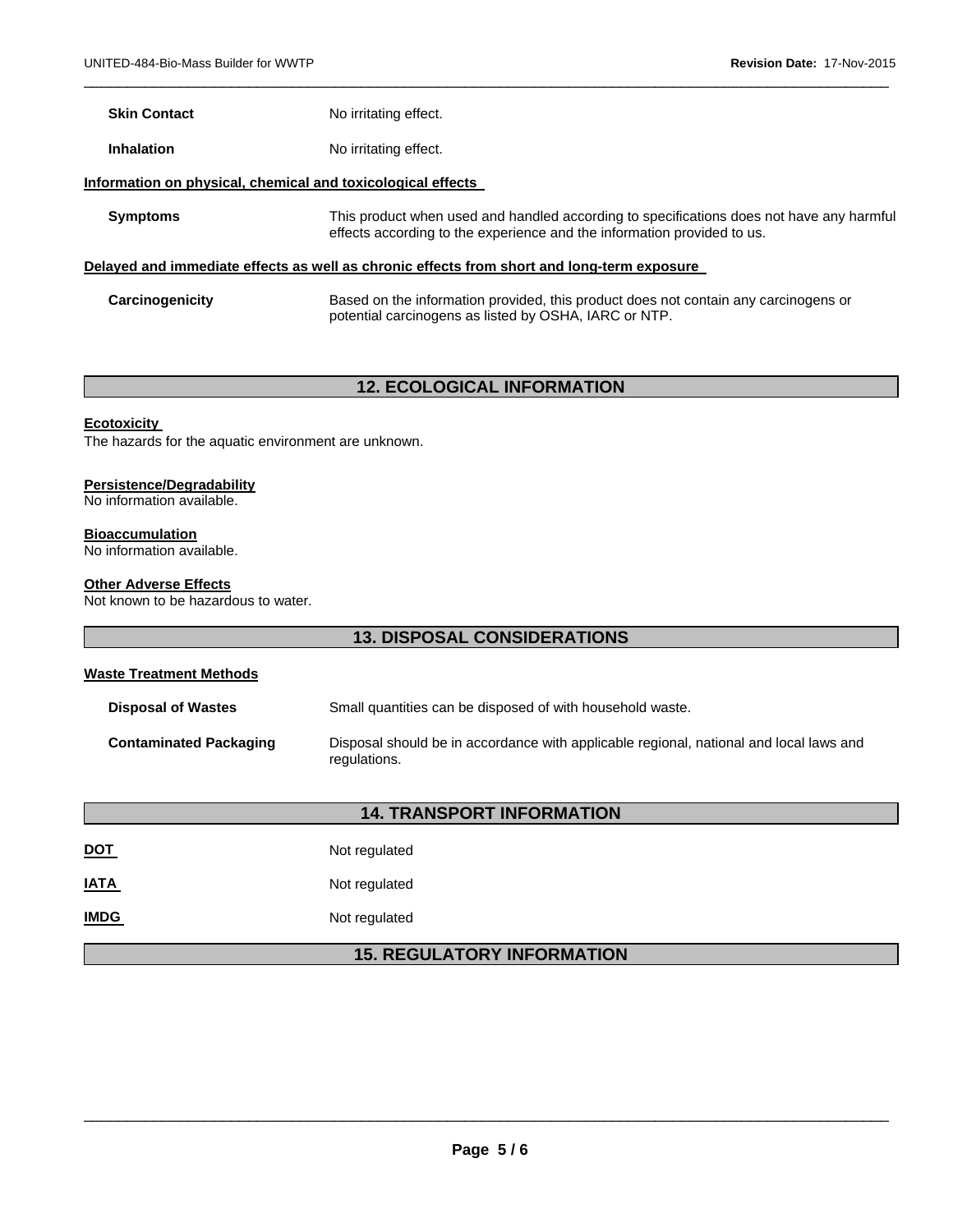**Skin Contact** No irritating effect.

**Inhalation** No irritating effect.

**Information on physical, chemical and toxicological effects**

**Symptoms** This product when used and handled according to specifications does not have any harmful effects according to the experience and the information provided to us.

**Delayed and immediate effects as well as chronic effects from short and long-term exposure**

**Carcinogenicity** Based on the information provided, this product does not contain any carcinogens or potential carcinogens as listed by OSHA, IARC or NTP.

## 12. ECOLOGICAL INFORMATION

**Ecotoxicity**
The hazards for the aquatic environment are unknown.

**Persistence/Degradability**
No information available.

**Bioaccumulation**
No information available.

**Other Adverse Effects**
Not known to be hazardous to water.

## 13. DISPOSAL CONSIDERATIONS

**Waste Treatment Methods**

**Disposal of Wastes** Small quantities can be disposed of with household waste.

**Contaminated Packaging** Disposal should be in accordance with applicable regional, national and local laws and regulations.

## 14. TRANSPORT INFORMATION

**DOT** Not regulated

**IATA** Not regulated

**IMDG** Not regulated

## 15. REGULATORY INFORMATION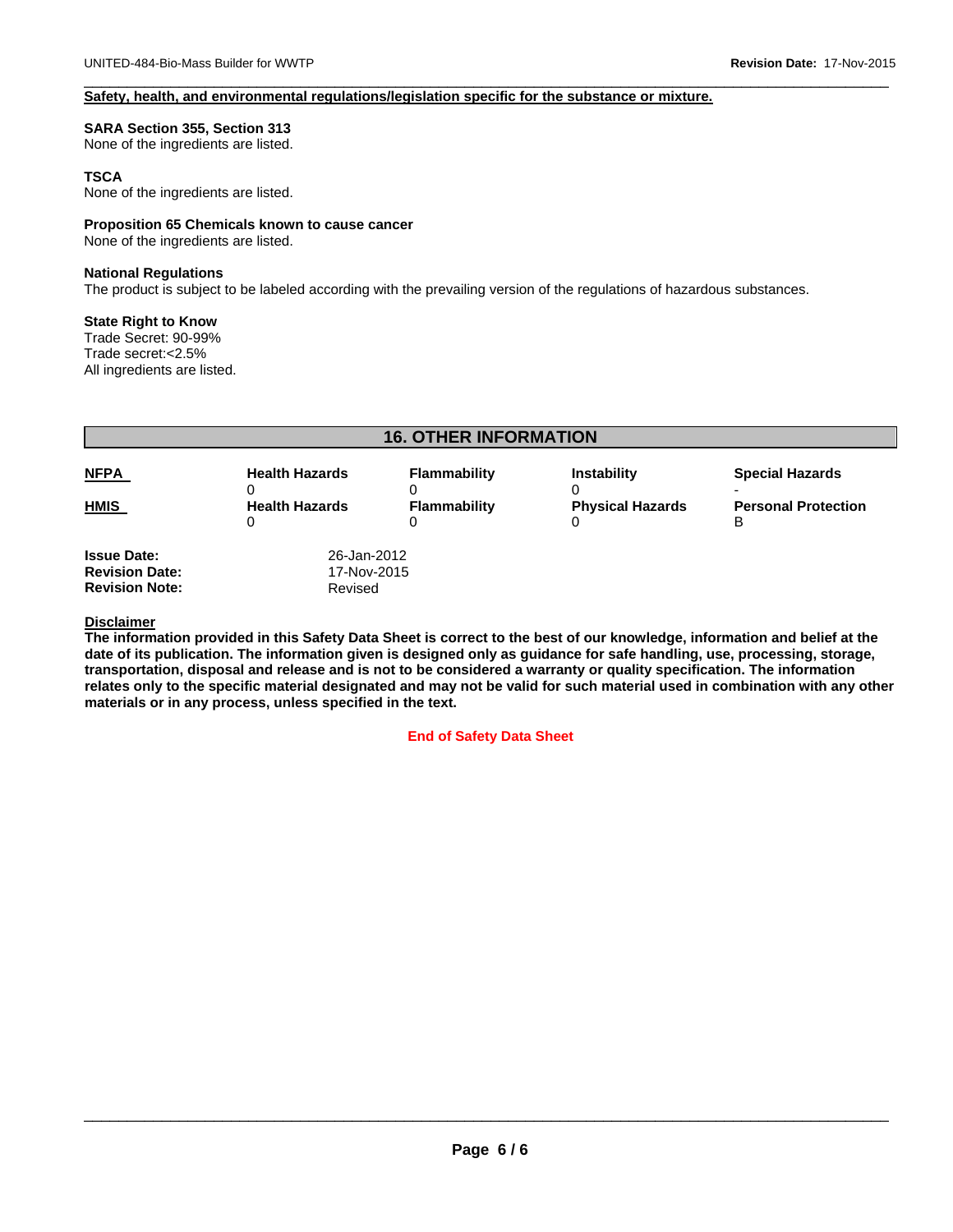**Safety, health, and environmental regulations/legislation specific for the substance or mixture.**

**SARA Section 355, Section 313**
None of the ingredients are listed.

**TSCA**
None of the ingredients are listed.

**Proposition 65 Chemicals known to cause cancer**
None of the ingredients are listed.

**National Regulations**
The product is subject to be labeled according with the prevailing version of the regulations of hazardous substances.

**State Right to Know**
Trade Secret: 90-99%
Trade secret:<2.5%
All ingredients are listed.

## 16. OTHER INFORMATION

| | | | | |
|---|---|---|---|---|
| **NFPA** | **Health Hazards** 0 | **Flammability** 0 | **Instability** 0 | **Special Hazards** - |
| **HMIS** | **Health Hazards** 0 | **Flammability** 0 | **Physical Hazards** 0 | **Personal Protection** B |

**Issue Date:** 26-Jan-2012
**Revision Date:** 17-Nov-2015
**Revision Note:** Revised

**Disclaimer**

**The information provided in this Safety Data Sheet is correct to the best of our knowledge, information and belief at the date of its publication. The information given is designed only as guidance for safe handling, use, processing, storage, transportation, disposal and release and is not to be considered a warranty or quality specification. The information relates only to the specific material designated and may not be valid for such material used in combination with any other materials or in any process, unless specified in the text.**

**End of Safety Data Sheet**